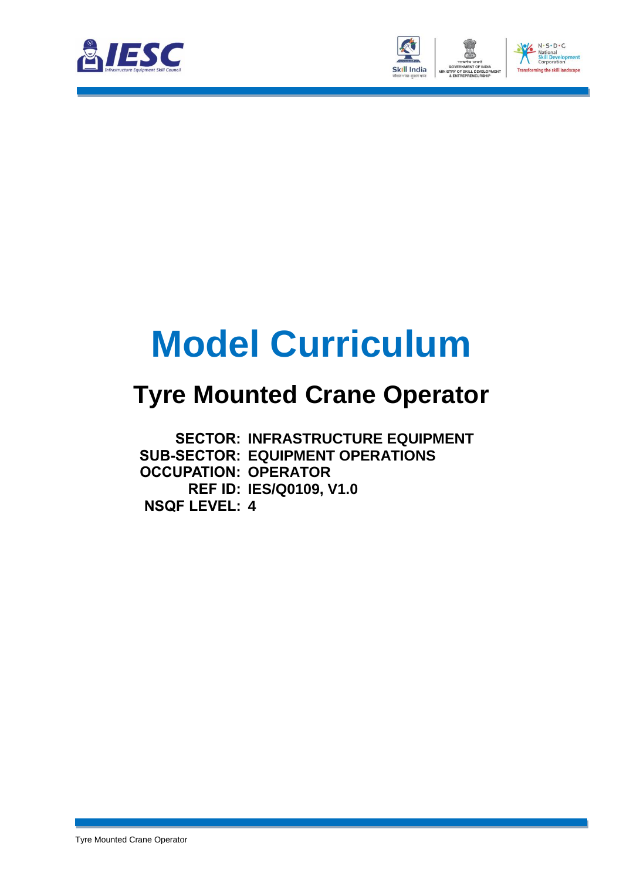# Model Curriculum

## Tyre Mounted Crane Operator

**SECTOR: INFRASTRUCTURE EQUIPMENT**
**SUB-SECTOR: EQUIPMENT OPERATIONS**
**OCCUPATION: OPERATOR**
**REF ID: IES/Q0109, V1.0**
**NSQF LEVEL: 4**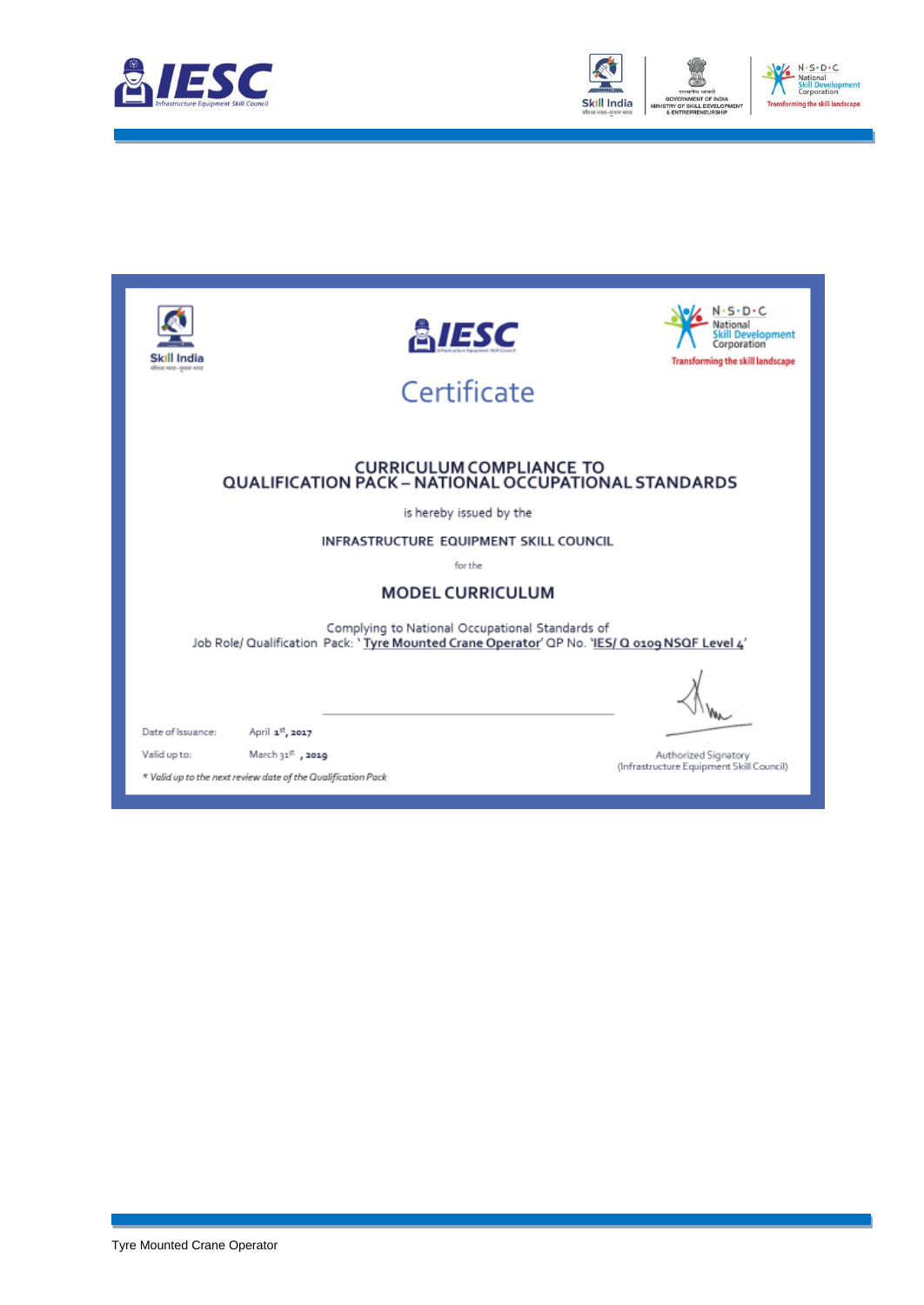# Certificate

## CURRICULUM COMPLIANCE TO QUALIFICATION PACK – NATIONAL OCCUPATIONAL STANDARDS

is hereby issued by the

INFRASTRUCTURE EQUIPMENT SKILL COUNCIL

for the

## MODEL CURRICULUM

Complying to National Occupational Standards of
Job Role/ Qualification Pack: '**Tyre Mounted Crane Operator**' QP No. '**IES/ Q 0109 NSQF Level 4**'

Date of Issuance: April 1st, 2017

Valid up to: March 31st, 2019

*\* Valid up to the next review date of the Qualification Pack*

Authorized Signatory
(Infrastructure Equipment Skill Council)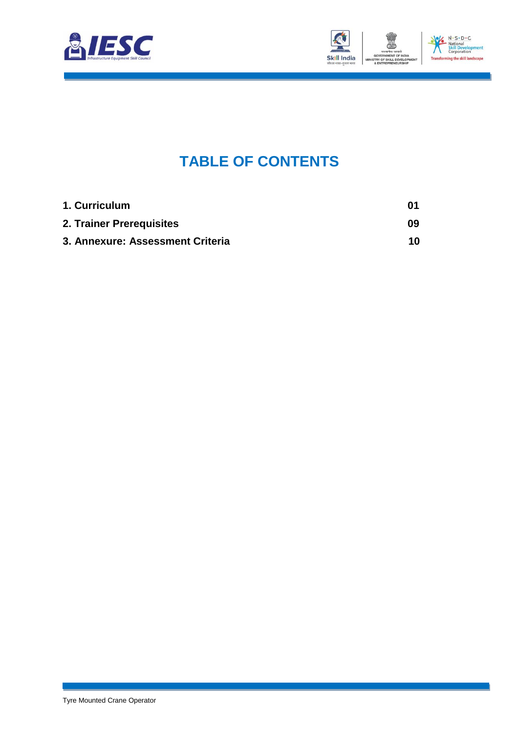# TABLE OF CONTENTS

| | |
|---|---|
| **1. Curriculum** | **01** |
| **2. Trainer Prerequisites** | **09** |
| **3. Annexure: Assessment Criteria** | **10** |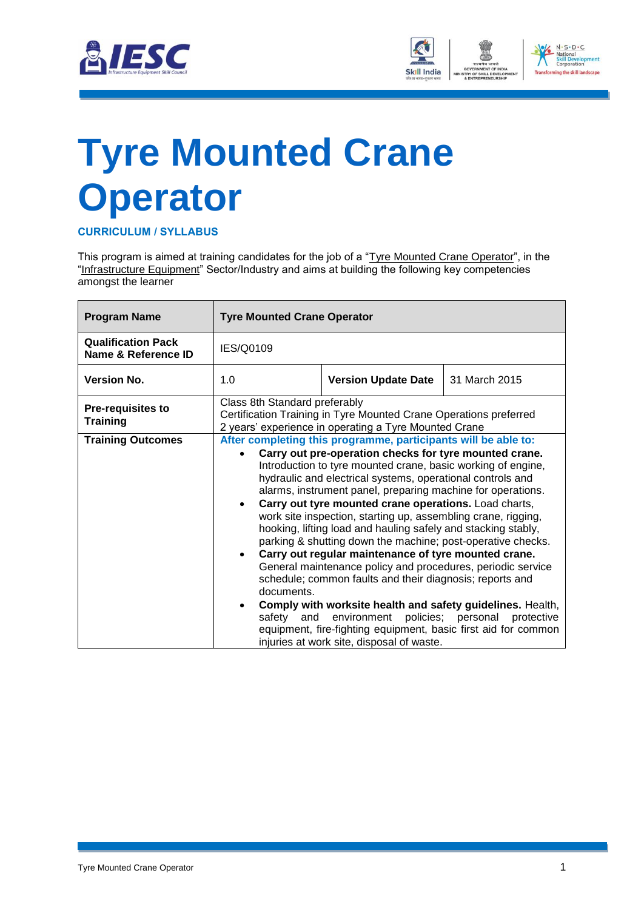# Tyre Mounted Crane Operator

**CURRICULUM / SYLLABUS**

This program is aimed at training candidates for the job of a "Tyre Mounted Crane Operator", in the "Infrastructure Equipment" Sector/Industry and aims at building the following key competencies amongst the learner

| **Program Name** | **Tyre Mounted Crane Operator** | | |
|---|---|---|---|
| **Qualification Pack Name & Reference ID** | IES/Q0109 | | |
| **Version No.** | 1.0 | **Version Update Date** | 31 March 2015 |
| **Pre-requisites to Training** | Class 8th Standard preferably<br>Certification Training in Tyre Mounted Crane Operations preferred<br>2 years' experience in operating a Tyre Mounted Crane | | |
| **Training Outcomes** | **After completing this programme, participants will be able to:**<br>• **Carry out pre-operation checks for tyre mounted crane.** Introduction to tyre mounted crane, basic working of engine, hydraulic and electrical systems, operational controls and alarms, instrument panel, preparing machine for operations.<br>• **Carry out tyre mounted crane operations.** Load charts, work site inspection, starting up, assembling crane, rigging, hooking, lifting load and hauling safely and stacking stably, parking & shutting down the machine; post-operative checks.<br>• **Carry out regular maintenance of tyre mounted crane.** General maintenance policy and procedures, periodic service schedule; common faults and their diagnosis; reports and documents.<br>• **Comply with worksite health and safety guidelines.** Health, safety and environment policies; personal protective equipment, fire-fighting equipment, basic first aid for common injuries at work site, disposal of waste. | | |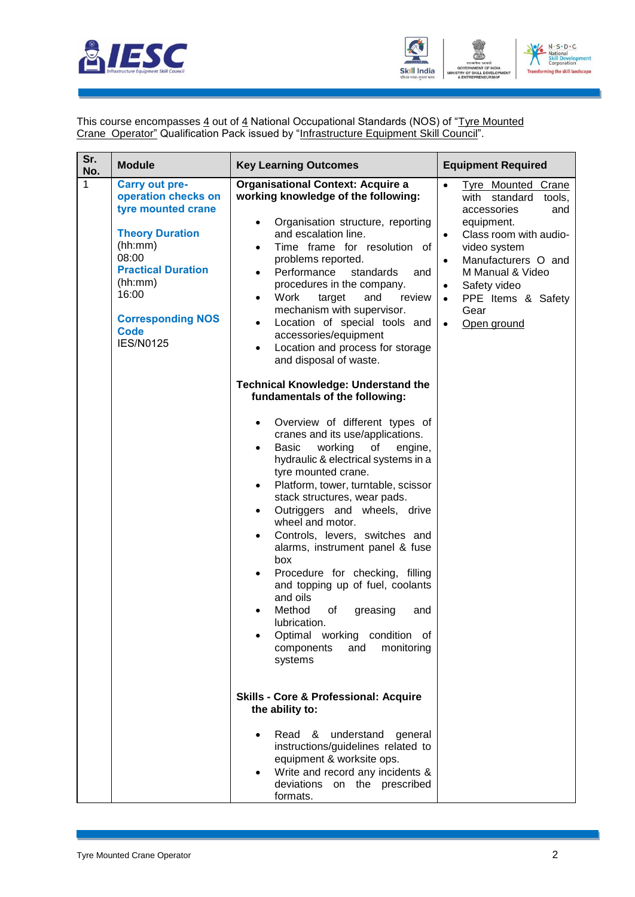This course encompasses 4 out of 4 National Occupational Standards (NOS) of "Tyre Mounted Crane Operator" Qualification Pack issued by "Infrastructure Equipment Skill Council".

| Sr. No. | Module | Key Learning Outcomes | Equipment Required |
|---|---|---|---|
| 1 | **Carry out pre-operation checks on tyre mounted crane**<br><br>**Theory Duration** (hh:mm)<br>08:00<br>**Practical Duration** (hh:mm)<br>16:00<br><br>**Corresponding NOS Code**<br>IES/N0125 | **Organisational Context: Acquire a working knowledge of the following:**<br>• Organisation structure, reporting and escalation line.<br>• Time frame for resolution of problems reported.<br>• Performance standards and procedures in the company.<br>• Work target and review mechanism with supervisor.<br>• Location of special tools and accessories/equipment<br>• Location and process for storage and disposal of waste.<br><br>**Technical Knowledge: Understand the fundamentals of the following:**<br>• Overview of different types of cranes and its use/applications.<br>• Basic working of engine, hydraulic & electrical systems in a tyre mounted crane.<br>• Platform, tower, turntable, scissor stack structures, wear pads.<br>• Outriggers and wheels, drive wheel and motor.<br>• Controls, levers, switches and alarms, instrument panel & fuse box<br>• Procedure for checking, filling and topping up of fuel, coolants and oils<br>• Method of greasing and lubrication.<br>• Optimal working condition of components and monitoring systems<br><br>**Skills - Core & Professional: Acquire the ability to:**<br>• Read & understand general instructions/guidelines related to equipment & worksite ops.<br>• Write and record any incidents & deviations on the prescribed formats. | • Tyre Mounted Crane with standard tools, accessories and equipment.<br>• Class room with audio-video system<br>• Manufacturers O and M Manual & Video<br>• Safety video<br>• PPE Items & Safety Gear<br>• Open ground |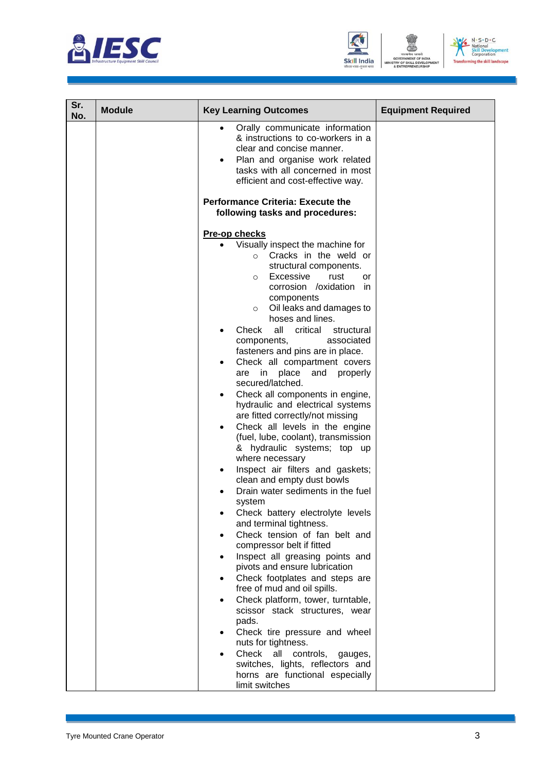| Sr. No. | Module | Key Learning Outcomes | Equipment Required |
|---|---|---|---|
| | | • Orally communicate information & instructions to co-workers in a clear and concise manner.<br>• Plan and organise work related tasks with all concerned in most efficient and cost-effective way.<br><br>**Performance Criteria: Execute the following tasks and procedures:**<br><br>**Pre-op checks**<br>• Visually inspect the machine for<br>  ○ Cracks in the weld or structural components.<br>  ○ Excessive rust or corrosion /oxidation in components<br>  ○ Oil leaks and damages to hoses and lines.<br>• Check all critical structural components, associated fasteners and pins are in place.<br>• Check all compartment covers are in place and properly secured/latched.<br>• Check all components in engine, hydraulic and electrical systems are fitted correctly/not missing<br>• Check all levels in the engine (fuel, lube, coolant), transmission & hydraulic systems; top up where necessary<br>• Inspect air filters and gaskets; clean and empty dust bowls<br>• Drain water sediments in the fuel system<br>• Check battery electrolyte levels and terminal tightness.<br>• Check tension of fan belt and compressor belt if fitted<br>• Inspect all greasing points and pivots and ensure lubrication<br>• Check footplates and steps are free of mud and oil spills.<br>• Check platform, tower, turntable, scissor stack structures, wear pads.<br>• Check tire pressure and wheel nuts for tightness.<br>• Check all controls, gauges, switches, lights, reflectors and horns are functional especially limit switches | |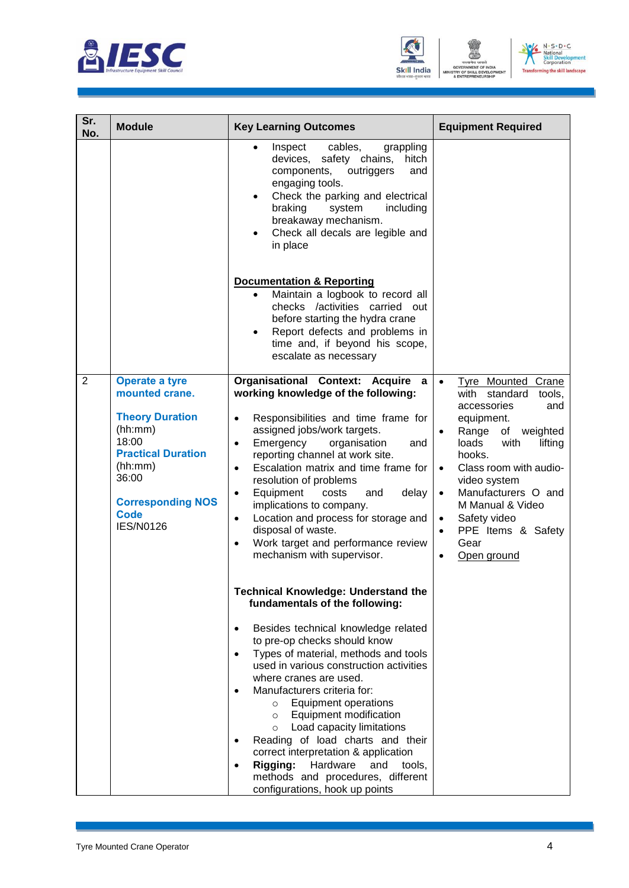| Sr. No. | Module | Key Learning Outcomes | Equipment Required |
|---|---|---|---|
| | | • Inspect cables, grappling devices, safety chains, hitch components, outriggers and engaging tools.<br>• Check the parking and electrical braking system including breakaway mechanism.<br>• Check all decals are legible and in place<br><br>**Documentation & Reporting**<br>• Maintain a logbook to record all checks /activities carried out before starting the hydra crane<br>• Report defects and problems in time and, if beyond his scope, escalate as necessary | |
| 2 | **Operate a tyre mounted crane.**<br><br>**Theory Duration** (hh:mm)<br>18:00<br>**Practical Duration** (hh:mm)<br>36:00<br><br>**Corresponding NOS Code**<br>IES/N0126 | **Organisational Context: Acquire a working knowledge of the following:**<br><br>• Responsibilities and time frame for assigned jobs/work targets.<br>• Emergency organisation and reporting channel at work site.<br>• Escalation matrix and time frame for resolution of problems<br>• Equipment costs and delay implications to company.<br>• Location and process for storage and disposal of waste.<br>• Work target and performance review mechanism with supervisor.<br><br>**Technical Knowledge: Understand the fundamentals of the following:**<br><br>• Besides technical knowledge related to pre-op checks should know<br>• Types of material, methods and tools used in various construction activities where cranes are used.<br>• Manufacturers criteria for:<br>  ○ Equipment operations<br>  ○ Equipment modification<br>  ○ Load capacity limitations<br>• Reading of load charts and their correct interpretation & application<br>• **Rigging:** Hardware and tools, methods and procedures, different configurations, hook up points | • Tyre Mounted Crane with standard tools, accessories and equipment.<br>• Range of weighted loads with lifting hooks.<br>• Class room with audio-video system<br>• Manufacturers O and M Manual & Video<br>• Safety video<br>• PPE Items & Safety Gear<br>• Open ground |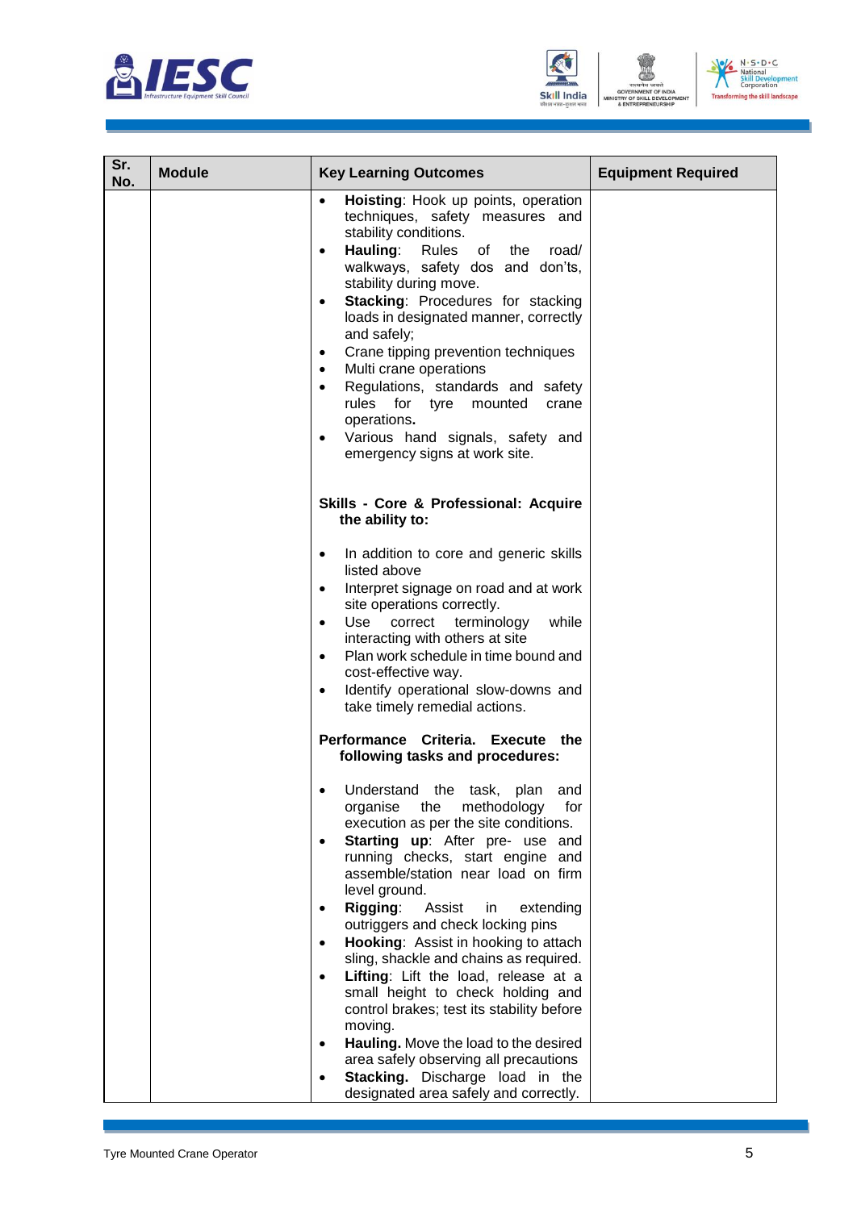| Sr. No. | Module | Key Learning Outcomes | Equipment Required |
| --- | --- | --- | --- |
| | | • **Hoisting**: Hook up points, operation techniques, safety measures and stability conditions.<br>• **Hauling**: Rules of the road/ walkways, safety dos and don'ts, stability during move.<br>• **Stacking**: Procedures for stacking loads in designated manner, correctly and safely;<br>• Crane tipping prevention techniques<br>• Multi crane operations<br>• Regulations, standards and safety rules for tyre mounted crane operations.<br>• Various hand signals, safety and emergency signs at work site.<br><br>**Skills - Core & Professional: Acquire the ability to:**<br><br>• In addition to core and generic skills listed above<br>• Interpret signage on road and at work site operations correctly.<br>• Use correct terminology while interacting with others at site<br>• Plan work schedule in time bound and cost-effective way.<br>• Identify operational slow-downs and take timely remedial actions.<br><br>**Performance Criteria. Execute the following tasks and procedures:**<br><br>• Understand the task, plan and organise the methodology for execution as per the site conditions.<br>• **Starting up**: After pre- use and running checks, start engine and assemble/station near load on firm level ground.<br>• **Rigging**: Assist in extending outriggers and check locking pins<br>• **Hooking**: Assist in hooking to attach sling, shackle and chains as required.<br>• **Lifting**: Lift the load, release at a small height to check holding and control brakes; test its stability before moving.<br>• **Hauling.** Move the load to the desired area safely observing all precautions<br>• **Stacking.** Discharge load in the designated area safely and correctly. | |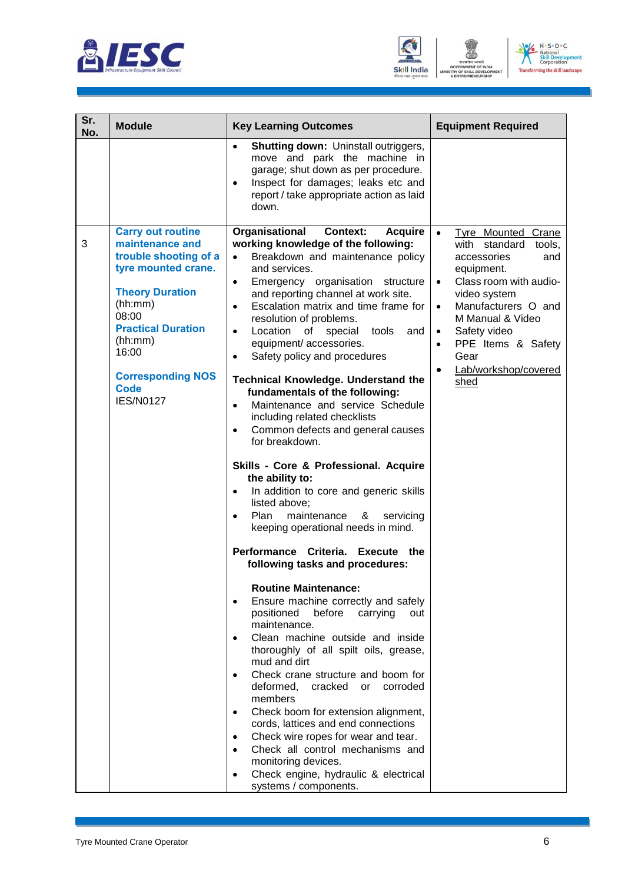| Sr. No. | Module | Key Learning Outcomes | Equipment Required |
|---|---|---|---|
| | | • **Shutting down:** Uninstall outriggers, move and park the machine in garage; shut down as per procedure.<br>• Inspect for damages; leaks etc and report / take appropriate action as laid down. | |
| 3 | **Carry out routine maintenance and trouble shooting of a tyre mounted crane.**<br><br>**Theory Duration** (hh:mm) 08:00<br>**Practical Duration** (hh:mm) 16:00<br><br>**Corresponding NOS Code** IES/N0127 | **Organisational Context: Acquire working knowledge of the following:**<br>• Breakdown and maintenance policy and services.<br>• Emergency organisation structure and reporting channel at work site.<br>• Escalation matrix and time frame for resolution of problems.<br>• Location of special tools and equipment/ accessories.<br>• Safety policy and procedures<br><br>**Technical Knowledge. Understand the fundamentals of the following:**<br>• Maintenance and service Schedule including related checklists<br>• Common defects and general causes for breakdown.<br><br>**Skills - Core & Professional. Acquire the ability to:**<br>• In addition to core and generic skills listed above;<br>• Plan maintenance & servicing keeping operational needs in mind.<br><br>**Performance Criteria. Execute the following tasks and procedures:**<br><br>**Routine Maintenance:**<br>• Ensure machine correctly and safely positioned before carrying out maintenance.<br>• Clean machine outside and inside thoroughly of all spilt oils, grease, mud and dirt<br>• Check crane structure and boom for deformed, cracked or corroded members<br>• Check boom for extension alignment, cords, lattices and end connections<br>• Check wire ropes for wear and tear.<br>• Check all control mechanisms and monitoring devices.<br>• Check engine, hydraulic & electrical systems / components. | • Tyre Mounted Crane with standard tools, accessories and equipment.<br>• Class room with audio-video system<br>• Manufacturers O and M Manual & Video<br>• Safety video<br>• PPE Items & Safety Gear<br>• Lab/workshop/covered shed |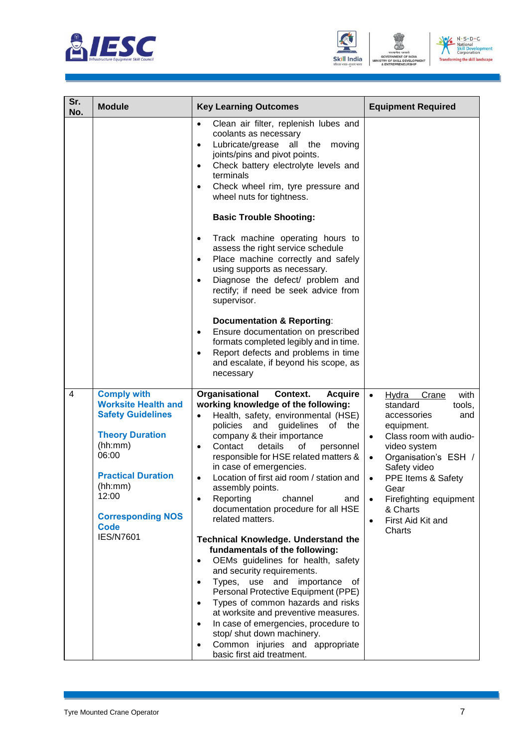| Sr. No. | Module | Key Learning Outcomes | Equipment Required |
|---|---|---|---|
| | | • Clean air filter, replenish lubes and coolants as necessary<br>• Lubricate/grease all the moving joints/pins and pivot points.<br>• Check battery electrolyte levels and terminals<br>• Check wheel rim, tyre pressure and wheel nuts for tightness.<br><br>**Basic Trouble Shooting:**<br><br>• Track machine operating hours to assess the right service schedule<br>• Place machine correctly and safely using supports as necessary.<br>• Diagnose the defect/ problem and rectify; if need be seek advice from supervisor.<br><br>**Documentation & Reporting**:<br>• Ensure documentation on prescribed formats completed legibly and in time.<br>• Report defects and problems in time and escalate, if beyond his scope, as necessary | |
| 4 | **Comply with Worksite Health and Safety Guidelines**<br><br>**Theory Duration** (hh:mm)<br>06:00<br><br>**Practical Duration** (hh:mm)<br>12:00<br><br>**Corresponding NOS Code**<br>IES/N7601 | **Organisational Context. Acquire working knowledge of the following:**<br>• Health, safety, environmental (HSE) policies and guidelines of the company & their importance<br>• Contact details of personnel responsible for HSE related matters & in case of emergencies.<br>• Location of first aid room / station and assembly points.<br>• Reporting channel and documentation procedure for all HSE related matters.<br><br>**Technical Knowledge. Understand the fundamentals of the following:**<br>• OEMs guidelines for health, safety and security requirements.<br>• Types, use and importance of Personal Protective Equipment (PPE)<br>• Types of common hazards and risks at worksite and preventive measures.<br>• In case of emergencies, procedure to stop/ shut down machinery.<br>• Common injuries and appropriate basic first aid treatment. | • Hydra Crane with standard tools, accessories and equipment.<br>• Class room with audio-video system<br>• Organisation's ESH / Safety video<br>• PPE Items & Safety Gear<br>• Firefighting equipment & Charts<br>• First Aid Kit and Charts |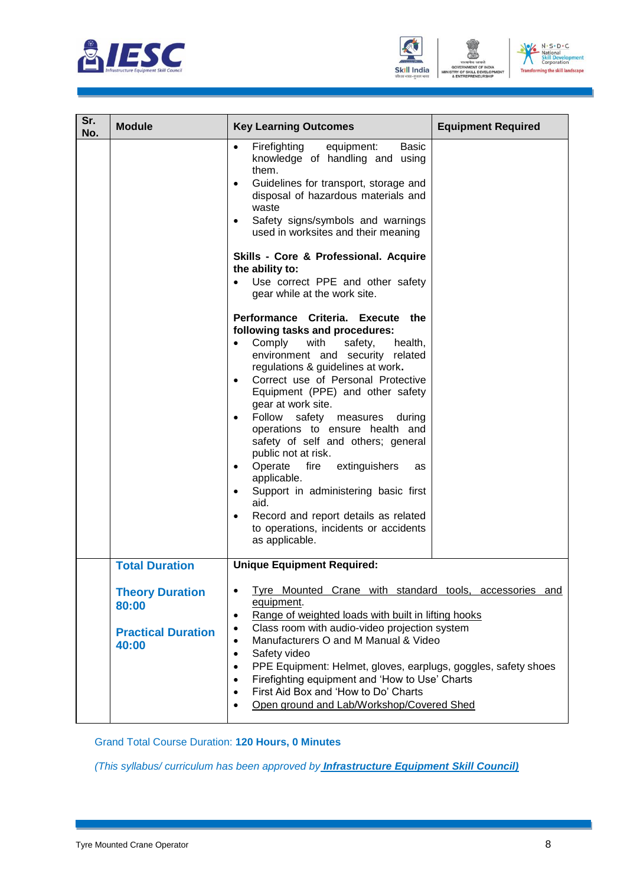| Sr. No. | Module | Key Learning Outcomes | Equipment Required |
|---|---|---|---|
| | | • Firefighting equipment: Basic knowledge of handling and using them.<br>• Guidelines for transport, storage and disposal of hazardous materials and waste<br>• Safety signs/symbols and warnings used in worksites and their meaning<br><br>**Skills - Core & Professional. Acquire the ability to:**<br>• Use correct PPE and other safety gear while at the work site.<br><br>**Performance Criteria. Execute the following tasks and procedures:**<br>• Comply with safety, health, environment and security related regulations & guidelines at work**.**<br>• Correct use of Personal Protective Equipment (PPE) and other safety gear at work site.<br>• Follow safety measures during operations to ensure health and safety of self and others; general public not at risk.<br>• Operate fire extinguishers as applicable.<br>• Support in administering basic first aid.<br>• Record and report details as related to operations, incidents or accidents as applicable. | |
| | **Total Duration**<br><br>**Theory Duration 80:00**<br><br>**Practical Duration 40:00** | **Unique Equipment Required:**<br><br>• Tyre Mounted Crane with standard tools, accessories and equipment.<br>• Range of weighted loads with built in lifting hooks<br>• Class room with audio-video projection system<br>• Manufacturers O and M Manual & Video<br>• Safety video<br>• PPE Equipment: Helmet, gloves, earplugs, goggles, safety shoes<br>• Firefighting equipment and 'How to Use' Charts<br>• First Aid Box and 'How to Do' Charts<br>• Open ground and Lab/Workshop/Covered Shed | |

Grand Total Course Duration: **120 Hours, 0 Minutes**

*(This syllabus/ curriculum has been approved by **Infrastructure Equipment Skill Council)***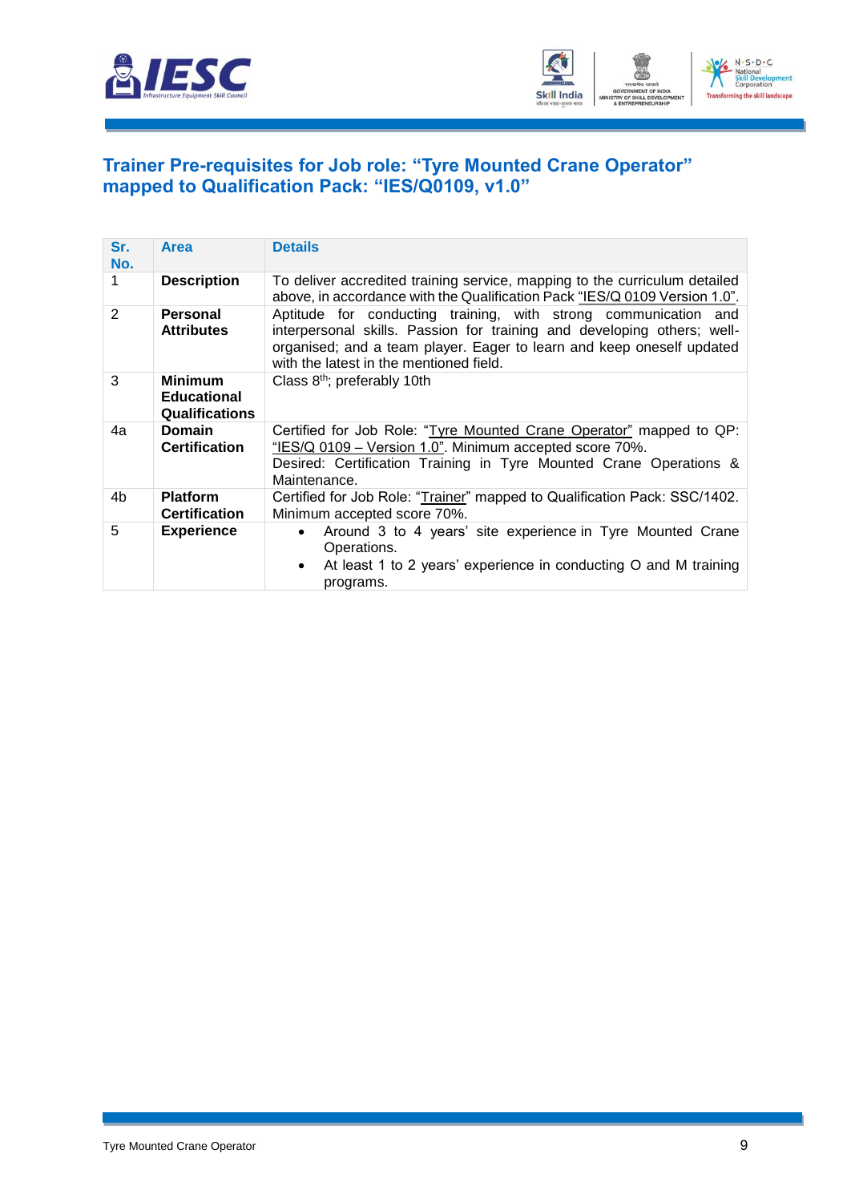## Trainer Pre-requisites for Job role: "Tyre Mounted Crane Operator" mapped to Qualification Pack: "IES/Q0109, v1.0"

| Sr. No. | Area | Details |
|---|---|---|
| 1 | **Description** | To deliver accredited training service, mapping to the curriculum detailed above, in accordance with the Qualification Pack "IES/Q 0109 Version 1.0". |
| 2 | **Personal Attributes** | Aptitude for conducting training, with strong communication and interpersonal skills. Passion for training and developing others; well-organised; and a team player. Eager to learn and keep oneself updated with the latest in the mentioned field. |
| 3 | **Minimum Educational Qualifications** | Class 8th; preferably 10th |
| 4a | **Domain Certification** | Certified for Job Role: "Tyre Mounted Crane Operator" mapped to QP: "IES/Q 0109 – Version 1.0". Minimum accepted score 70%. Desired: Certification Training in Tyre Mounted Crane Operations & Maintenance. |
| 4b | **Platform Certification** | Certified for Job Role: "Trainer" mapped to Qualification Pack: SSC/1402. Minimum accepted score 70%. |
| 5 | **Experience** | • Around 3 to 4 years' site experience in Tyre Mounted Crane Operations.<br>• At least 1 to 2 years' experience in conducting O and M training programs. |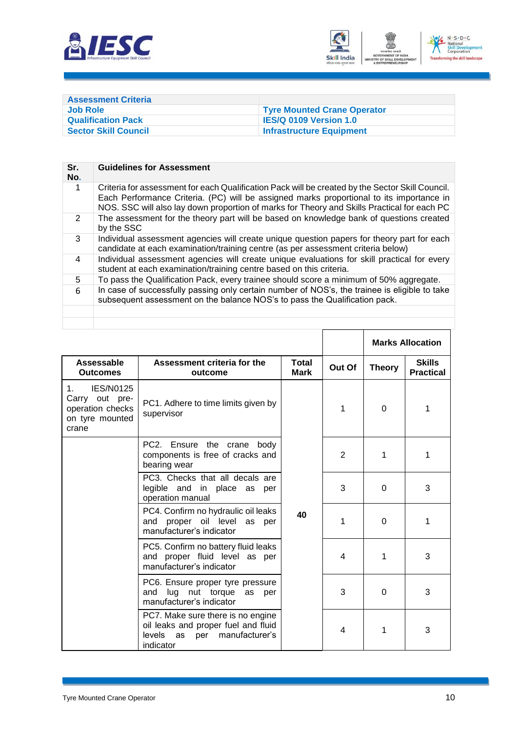| Assessment Criteria | |
|---|---|
| **Job Role** | **Tyre Mounted Crane Operator** |
| **Qualification Pack** | **IES/Q 0109 Version 1.0** |
| **Sector Skill Council** | **Infrastructure Equipment** |

| Sr. No. | Guidelines for Assessment |
|---|---|
| 1 | Criteria for assessment for each Qualification Pack will be created by the Sector Skill Council. Each Performance Criteria. (PC) will be assigned marks proportional to its importance in NOS. SSC will also lay down proportion of marks for Theory and Skills Practical for each PC |
| 2 | The assessment for the theory part will be based on knowledge bank of questions created by the SSC |
| 3 | Individual assessment agencies will create unique question papers for theory part for each candidate at each examination/training centre (as per assessment criteria below) |
| 4 | Individual assessment agencies will create unique evaluations for skill practical for every student at each examination/training centre based on this criteria. |
| 5 | To pass the Qualification Pack, every trainee should score a minimum of 50% aggregate. |
| 6 | In case of successfully passing only certain number of NOS's, the trainee is eligible to take subsequent assessment on the balance NOS's to pass the Qualification pack. |
| | |
| | |

| | | | | Marks Allocation | |
|---|---|---|---|---|---|
| **Assessable Outcomes** | **Assessment criteria for the outcome** | **Total Mark** | **Out Of** | **Theory** | **Skills Practical** |
| 1. IES/N0125 Carry out pre-operation checks on tyre mounted crane | PC1. Adhere to time limits given by supervisor | 40 | 1 | 0 | 1 |
| | PC2. Ensure the crane body components is free of cracks and bearing wear | | 2 | 1 | 1 |
| | PC3. Checks that all decals are legible and in place as per operation manual | | 3 | 0 | 3 |
| | PC4. Confirm no hydraulic oil leaks and proper oil level as per manufacturer's indicator | | 1 | 0 | 1 |
| | PC5. Confirm no battery fluid leaks and proper fluid level as per manufacturer's indicator | | 4 | 1 | 3 |
| | PC6. Ensure proper tyre pressure and lug nut torque as per manufacturer's indicator | | 3 | 0 | 3 |
| | PC7. Make sure there is no engine oil leaks and proper fuel and fluid levels as per manufacturer's indicator | | 4 | 1 | 3 |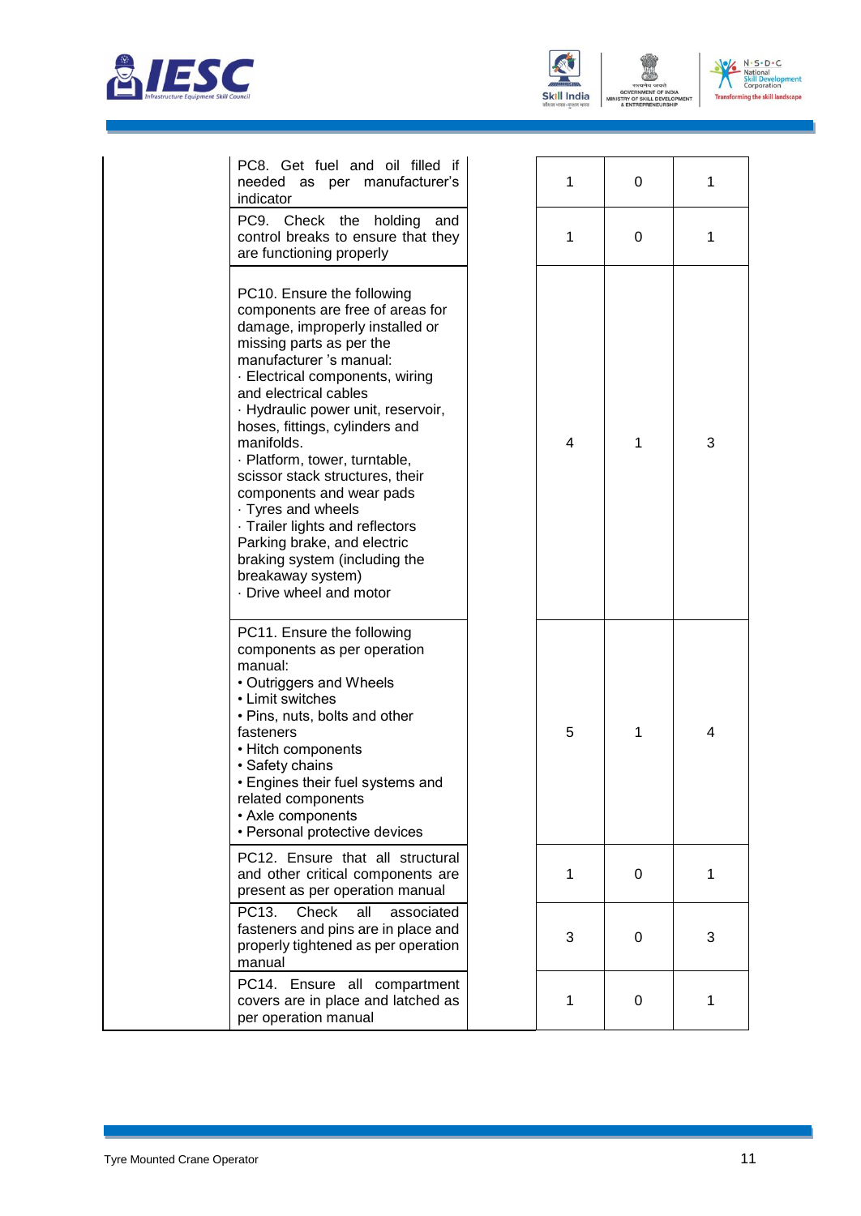| | | | | | |
|---|---|---|---|---|---|
| | PC8. Get fuel and oil filled if needed as per manufacturer's indicator | | 1 | 0 | 1 |
| | PC9. Check the holding and control breaks to ensure that they are functioning properly | | 1 | 0 | 1 |
| | PC10. Ensure the following components are free of areas for damage, improperly installed or missing parts as per the manufacturer 's manual:<br>· Electrical components, wiring and electrical cables<br>· Hydraulic power unit, reservoir, hoses, fittings, cylinders and manifolds.<br>· Platform, tower, turntable, scissor stack structures, their components and wear pads<br>· Tyres and wheels<br>· Trailer lights and reflectors Parking brake, and electric braking system (including the breakaway system)<br>· Drive wheel and motor | | 4 | 1 | 3 |
| | PC11. Ensure the following components as per operation manual:<br>• Outriggers and Wheels<br>• Limit switches<br>• Pins, nuts, bolts and other fasteners<br>• Hitch components<br>• Safety chains<br>• Engines their fuel systems and related components<br>• Axle components<br>• Personal protective devices | | 5 | 1 | 4 |
| | PC12. Ensure that all structural and other critical components are present as per operation manual | | 1 | 0 | 1 |
| | PC13. Check all associated fasteners and pins are in place and properly tightened as per operation manual | | 3 | 0 | 3 |
| | PC14. Ensure all compartment covers are in place and latched as per operation manual | | 1 | 0 | 1 |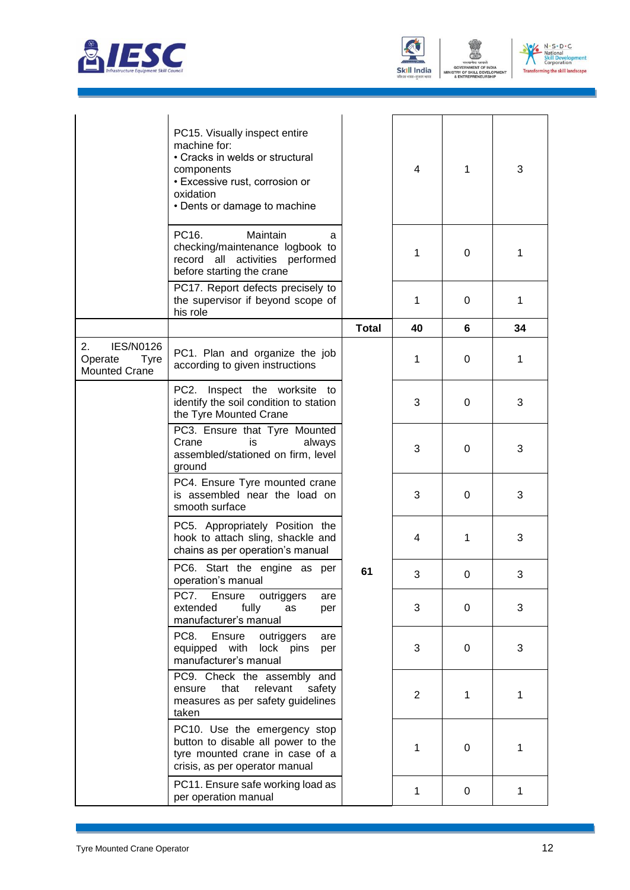| | | | | | |
|---|---|---|---|---|---|
| | PC15. Visually inspect entire machine for:<br>• Cracks in welds or structural components<br>• Excessive rust, corrosion or oxidation<br>• Dents or damage to machine | | 4 | 1 | 3 |
| | PC16. Maintain a checking/maintenance logbook to record all activities performed before starting the crane | | 1 | 0 | 1 |
| | PC17. Report defects precisely to the supervisor if beyond scope of his role | | 1 | 0 | 1 |
| | | **Total** | **40** | **6** | **34** |
| 2. IES/N0126 Operate Tyre Mounted Crane | PC1. Plan and organize the job according to given instructions | 61 | 1 | 0 | 1 |
| | PC2. Inspect the worksite to identify the soil condition to station the Tyre Mounted Crane | | 3 | 0 | 3 |
| | PC3. Ensure that Tyre Mounted Crane is always assembled/stationed on firm, level ground | | 3 | 0 | 3 |
| | PC4. Ensure Tyre mounted crane is assembled near the load on smooth surface | | 3 | 0 | 3 |
| | PC5. Appropriately Position the hook to attach sling, shackle and chains as per operation's manual | | 4 | 1 | 3 |
| | PC6. Start the engine as per operation's manual | | 3 | 0 | 3 |
| | PC7. Ensure outriggers are extended fully as per manufacturer's manual | | 3 | 0 | 3 |
| | PC8. Ensure outriggers are equipped with lock pins per manufacturer's manual | | 3 | 0 | 3 |
| | PC9. Check the assembly and ensure that relevant safety measures as per safety guidelines taken | | 2 | 1 | 1 |
| | PC10. Use the emergency stop button to disable all power to the tyre mounted crane in case of a crisis, as per operator manual | | 1 | 0 | 1 |
| | PC11. Ensure safe working load as per operation manual | | 1 | 0 | 1 |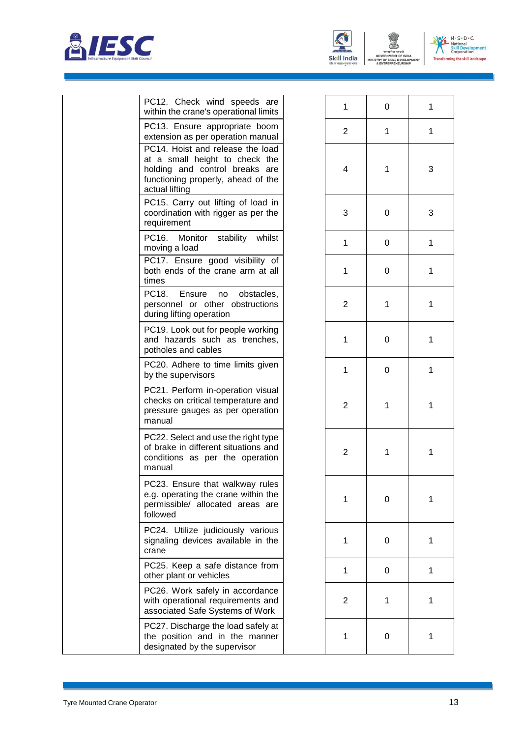| | | | | | | |
|---|---|---|---|---|---|---|
| | PC12. Check wind speeds are within the crane's operational limits | | 1 | 0 | 1 |
| | PC13. Ensure appropriate boom extension as per operation manual | | 2 | 1 | 1 |
| | PC14. Hoist and release the load at a small height to check the holding and control breaks are functioning properly, ahead of the actual lifting | | 4 | 1 | 3 |
| | PC15. Carry out lifting of load in coordination with rigger as per the requirement | | 3 | 0 | 3 |
| | PC16. Monitor stability whilst moving a load | | 1 | 0 | 1 |
| | PC17. Ensure good visibility of both ends of the crane arm at all times | | 1 | 0 | 1 |
| | PC18. Ensure no obstacles, personnel or other obstructions during lifting operation | | 2 | 1 | 1 |
| | PC19. Look out for people working and hazards such as trenches, potholes and cables | | 1 | 0 | 1 |
| | PC20. Adhere to time limits given by the supervisors | | 1 | 0 | 1 |
| | PC21. Perform in-operation visual checks on critical temperature and pressure gauges as per operation manual | | 2 | 1 | 1 |
| | PC22. Select and use the right type of brake in different situations and conditions as per the operation manual | | 2 | 1 | 1 |
| | PC23. Ensure that walkway rules e.g. operating the crane within the permissible/ allocated areas are followed | | 1 | 0 | 1 |
| | PC24. Utilize judiciously various signaling devices available in the crane | | 1 | 0 | 1 |
| | PC25. Keep a safe distance from other plant or vehicles | | 1 | 0 | 1 |
| | PC26. Work safely in accordance with operational requirements and associated Safe Systems of Work | | 2 | 1 | 1 |
| | PC27. Discharge the load safely at the position and in the manner designated by the supervisor | | 1 | 0 | 1 |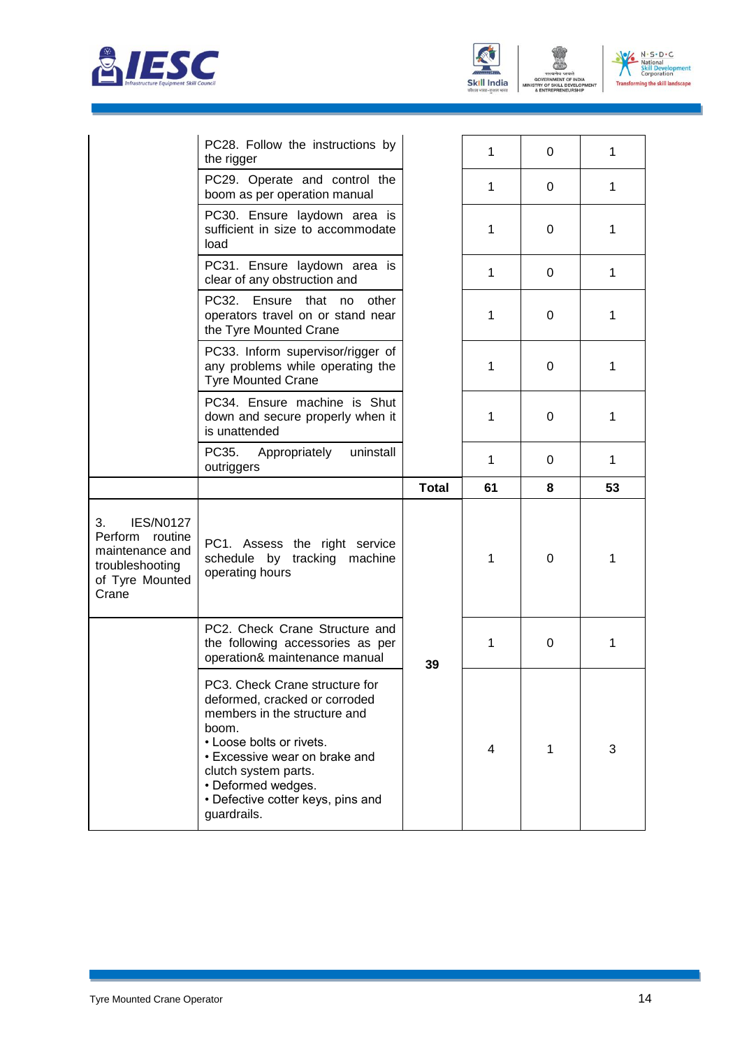| | | | | | |
|---|---|---|---|---|---|
| | PC28. Follow the instructions by the rigger | | 1 | 0 | 1 |
| | PC29. Operate and control the boom as per operation manual | | 1 | 0 | 1 |
| | PC30. Ensure laydown area is sufficient in size to accommodate load | | 1 | 0 | 1 |
| | PC31. Ensure laydown area is clear of any obstruction and | | 1 | 0 | 1 |
| | PC32. Ensure that no other operators travel on or stand near the Tyre Mounted Crane | | 1 | 0 | 1 |
| | PC33. Inform supervisor/rigger of any problems while operating the Tyre Mounted Crane | | 1 | 0 | 1 |
| | PC34. Ensure machine is Shut down and secure properly when it is unattended | | 1 | 0 | 1 |
| | PC35. Appropriately uninstall outriggers | | 1 | 0 | 1 |
| | | **Total** | **61** | **8** | **53** |
| 3. IES/N0127 Perform routine maintenance and troubleshooting of Tyre Mounted Crane | PC1. Assess the right service schedule by tracking machine operating hours | 39 | 1 | 0 | 1 |
| | PC2. Check Crane Structure and the following accessories as per operation& maintenance manual | | 1 | 0 | 1 |
| | PC3. Check Crane structure for deformed, cracked or corroded members in the structure and boom.<br>• Loose bolts or rivets.<br>• Excessive wear on brake and clutch system parts.<br>• Deformed wedges.<br>• Defective cotter keys, pins and guardrails. | | 4 | 1 | 3 |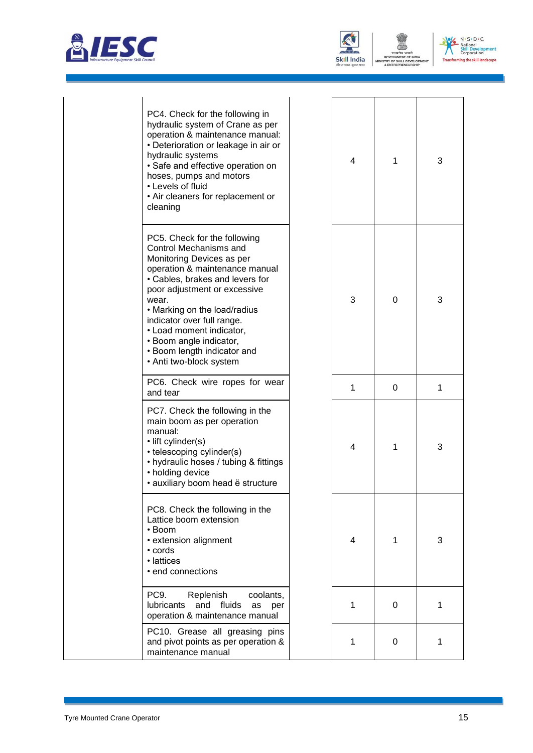| | | | | | |
|---|---|---|---|---|---|
| | PC4. Check for the following in hydraulic system of Crane as per operation & maintenance manual:<br>• Deterioration or leakage in air or hydraulic systems<br>• Safe and effective operation on hoses, pumps and motors<br>• Levels of fluid<br>• Air cleaners for replacement or cleaning | | 4 | 1 | 3 |
| | PC5. Check for the following Control Mechanisms and Monitoring Devices as per operation & maintenance manual<br>• Cables, brakes and levers for poor adjustment or excessive wear.<br>• Marking on the load/radius indicator over full range.<br>• Load moment indicator,<br>• Boom angle indicator,<br>• Boom length indicator and<br>• Anti two-block system | | 3 | 0 | 3 |
| | PC6. Check wire ropes for wear and tear | | 1 | 0 | 1 |
| | PC7. Check the following in the main boom as per operation manual:<br>• lift cylinder(s)<br>• telescoping cylinder(s)<br>• hydraulic hoses / tubing & fittings<br>• holding device<br>• auxiliary boom head ë structure | | 4 | 1 | 3 |
| | PC8. Check the following in the Lattice boom extension<br>• Boom<br>• extension alignment<br>• cords<br>• lattices<br>• end connections | | 4 | 1 | 3 |
| | PC9. Replenish coolants, lubricants and fluids as per operation & maintenance manual | | 1 | 0 | 1 |
| | PC10. Grease all greasing pins and pivot points as per operation & maintenance manual | | 1 | 0 | 1 |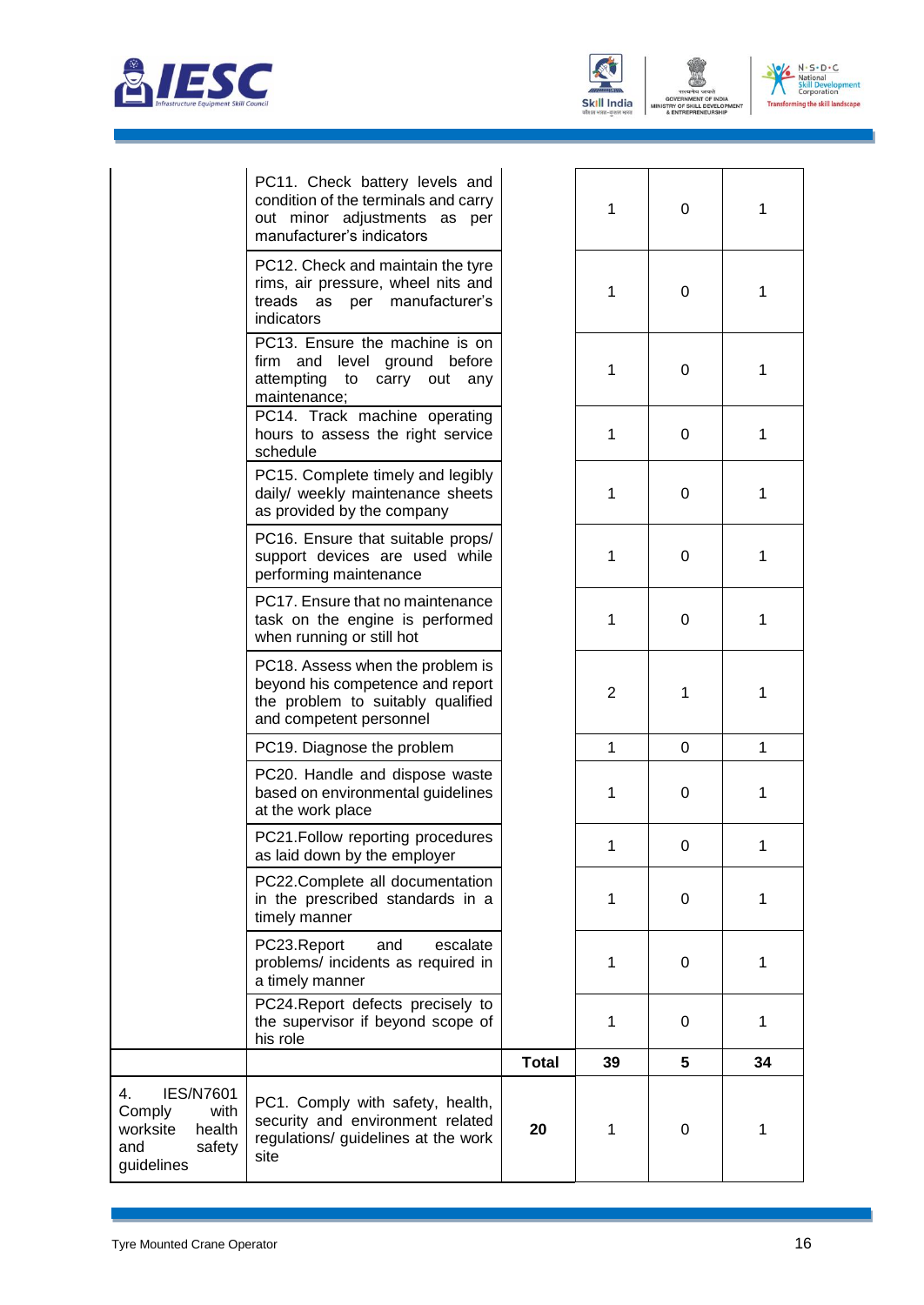| | | | | | |
|---|---|---|---|---|---|
| | PC11. Check battery levels and condition of the terminals and carry out minor adjustments as per manufacturer's indicators | | 1 | 0 | 1 |
| | PC12. Check and maintain the tyre rims, air pressure, wheel nits and treads as per manufacturer's indicators | | 1 | 0 | 1 |
| | PC13. Ensure the machine is on firm and level ground before attempting to carry out any maintenance; | | 1 | 0 | 1 |
| | PC14. Track machine operating hours to assess the right service schedule | | 1 | 0 | 1 |
| | PC15. Complete timely and legibly daily/ weekly maintenance sheets as provided by the company | | 1 | 0 | 1 |
| | PC16. Ensure that suitable props/ support devices are used while performing maintenance | | 1 | 0 | 1 |
| | PC17. Ensure that no maintenance task on the engine is performed when running or still hot | | 1 | 0 | 1 |
| | PC18. Assess when the problem is beyond his competence and report the problem to suitably qualified and competent personnel | | 2 | 1 | 1 |
| | PC19. Diagnose the problem | | 1 | 0 | 1 |
| | PC20. Handle and dispose waste based on environmental guidelines at the work place | | 1 | 0 | 1 |
| | PC21.Follow reporting procedures as laid down by the employer | | 1 | 0 | 1 |
| | PC22.Complete all documentation in the prescribed standards in a timely manner | | 1 | 0 | 1 |
| | PC23.Report and escalate problems/ incidents as required in a timely manner | | 1 | 0 | 1 |
| | PC24.Report defects precisely to the supervisor if beyond scope of his role | | 1 | 0 | 1 |
| | | **Total** | **39** | **5** | **34** |
| 4. IES/N7601 Comply with worksite health and safety guidelines | PC1. Comply with safety, health, security and environment related regulations/ guidelines at the work site | **20** | 1 | 0 | 1 |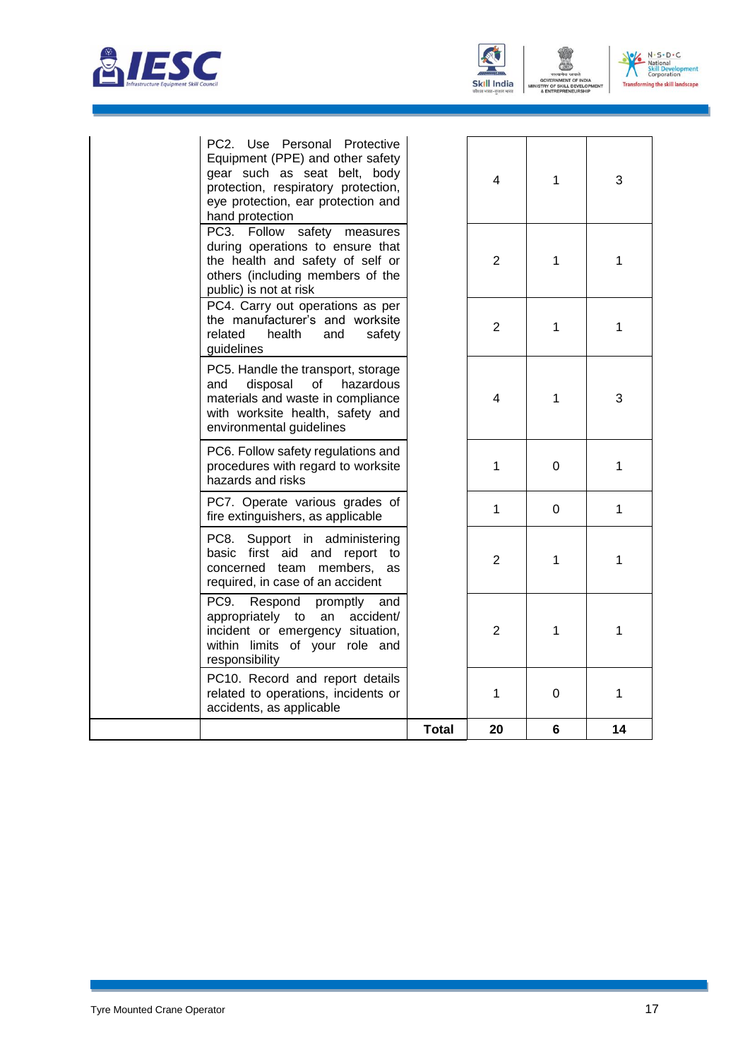| | | | | | |
|---|---|---|---|---|---|
| | PC2. Use Personal Protective Equipment (PPE) and other safety gear such as seat belt, body protection, respiratory protection, eye protection, ear protection and hand protection | | 4 | 1 | 3 |
| | PC3. Follow safety measures during operations to ensure that the health and safety of self or others (including members of the public) is not at risk | | 2 | 1 | 1 |
| | PC4. Carry out operations as per the manufacturer's and worksite related health and safety guidelines | | 2 | 1 | 1 |
| | PC5. Handle the transport, storage and disposal of hazardous materials and waste in compliance with worksite health, safety and environmental guidelines | | 4 | 1 | 3 |
| | PC6. Follow safety regulations and procedures with regard to worksite hazards and risks | | 1 | 0 | 1 |
| | PC7. Operate various grades of fire extinguishers, as applicable | | 1 | 0 | 1 |
| | PC8. Support in administering basic first aid and report to concerned team members, as required, in case of an accident | | 2 | 1 | 1 |
| | PC9. Respond promptly and appropriately to an accident/ incident or emergency situation, within limits of your role and responsibility | | 2 | 1 | 1 |
| | PC10. Record and report details related to operations, incidents or accidents, as applicable | | 1 | 0 | 1 |
| | | **Total** | **20** | **6** | **14** |